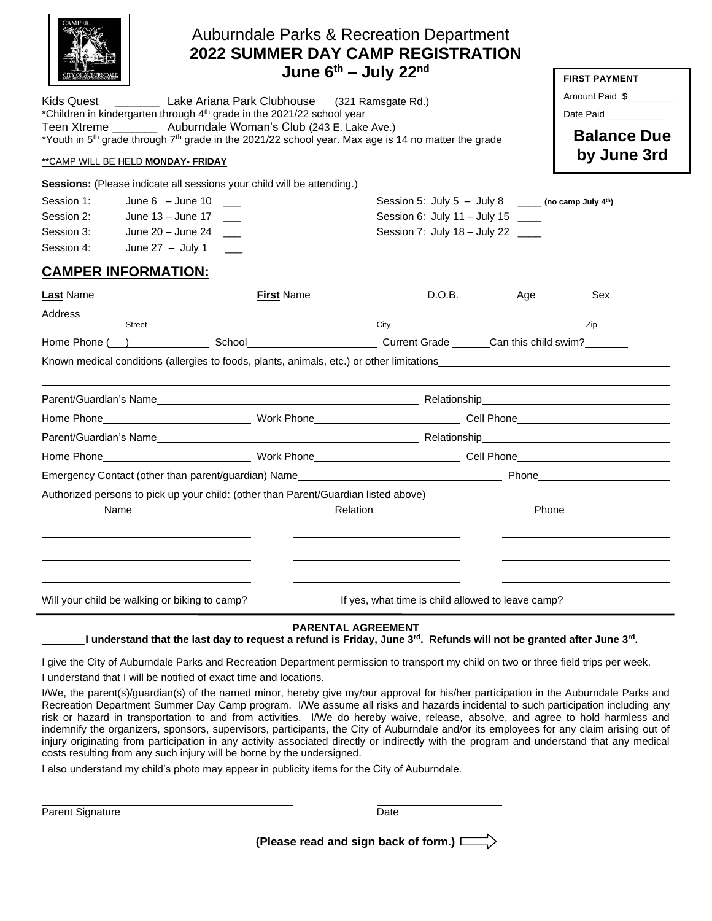# Auburndale Parks & Recreation Department

## 2022 SUMMER DAY CAMP REGISTRATION

## June 6th – July 22nd

**FIRST PAYMENT**

Amount Paid $________

Date Paid __________

**Balance Due by June 3rd**

Kids Quest _______ Lake Ariana Park Clubhouse (321 Ramsgate Rd.)
*Children in kindergarten through 4th grade in the 2021/22 school year

Teen Xtreme _______ Auburndale Woman's Club (243 E. Lake Ave.)
*Youth in 5th grade through 7th grade in the 2021/22 school year. Max age is 14 no matter the grade

****CAMP WILL BE HELD MONDAY- FRIDAY**

**Sessions:** (Please indicate all sessions your child will be attending.)

| | | | |
|---|---|---|---|
| Session 1: June 6 – June 10 | ___ | Session 5: July 5 – July 8 | ____ **(no camp July 4th)** |
| Session 2: June 13 – June 17 | ___ | Session 6: July 11 – July 15 | ____ |
| Session 3: June 20 – June 24 | ___ | Session 7: July 18 – July 22 | ____ |
| Session 4: June 27 – July 1 | ___ | | |

## CAMPER INFORMATION:

**Last** Name__________________ **First** Name______________ D.O.B.________ Age________ Sex________

Address________________________________________________________________
Street City Zip

Home Phone (__)____________ School__________________ Current Grade ______Can this child swim?_______

Known medical conditions (allergies to foods, plants, animals, etc.) or other limitations______________________________

________________________________________________________________

Parent/Guardian's Name________________________________ Relationship________________________

Home Phone____________________ Work Phone____________________ Cell Phone____________________

Parent/Guardian's Name________________________________ Relationship________________________

Home Phone____________________ Work Phone____________________ Cell Phone____________________

Emergency Contact (other than parent/guardian) Name__________________________ Phone__________________

Authorized persons to pick up your child: (other than Parent/Guardian listed above)

| Name | Relation | Phone |
|---|---|---|
| | | |
| | | |
| | | |

Will your child be walking or biking to camp?____________ If yes, what time is child allowed to leave camp?______________

### PARENTAL AGREEMENT

_______**I understand that the last day to request a refund is Friday, June 3rd. Refunds will not be granted after June 3rd.**

I give the City of Auburndale Parks and Recreation Department permission to transport my child on two or three field trips per week. I understand that I will be notified of exact time and locations.

I/We, the parent(s)/guardian(s) of the named minor, hereby give my/our approval for his/her participation in the Auburndale Parks and Recreation Department Summer Day Camp program. I/We assume all risks and hazards incidental to such participation including any risk or hazard in transportation to and from activities. I/We do hereby waive, release, absolve, and agree to hold harmless and indemnify the organizers, sponsors, supervisors, participants, the City of Auburndale and/or its employees for any claim arising out of injury originating from participation in any activity associated directly or indirectly with the program and understand that any medical costs resulting from any such injury will be borne by the undersigned.

I also understand my child's photo may appear in publicity items for the City of Auburndale.

________________________________ ________________

Parent Signature Date

**(Please read and sign back of form.)** ⇨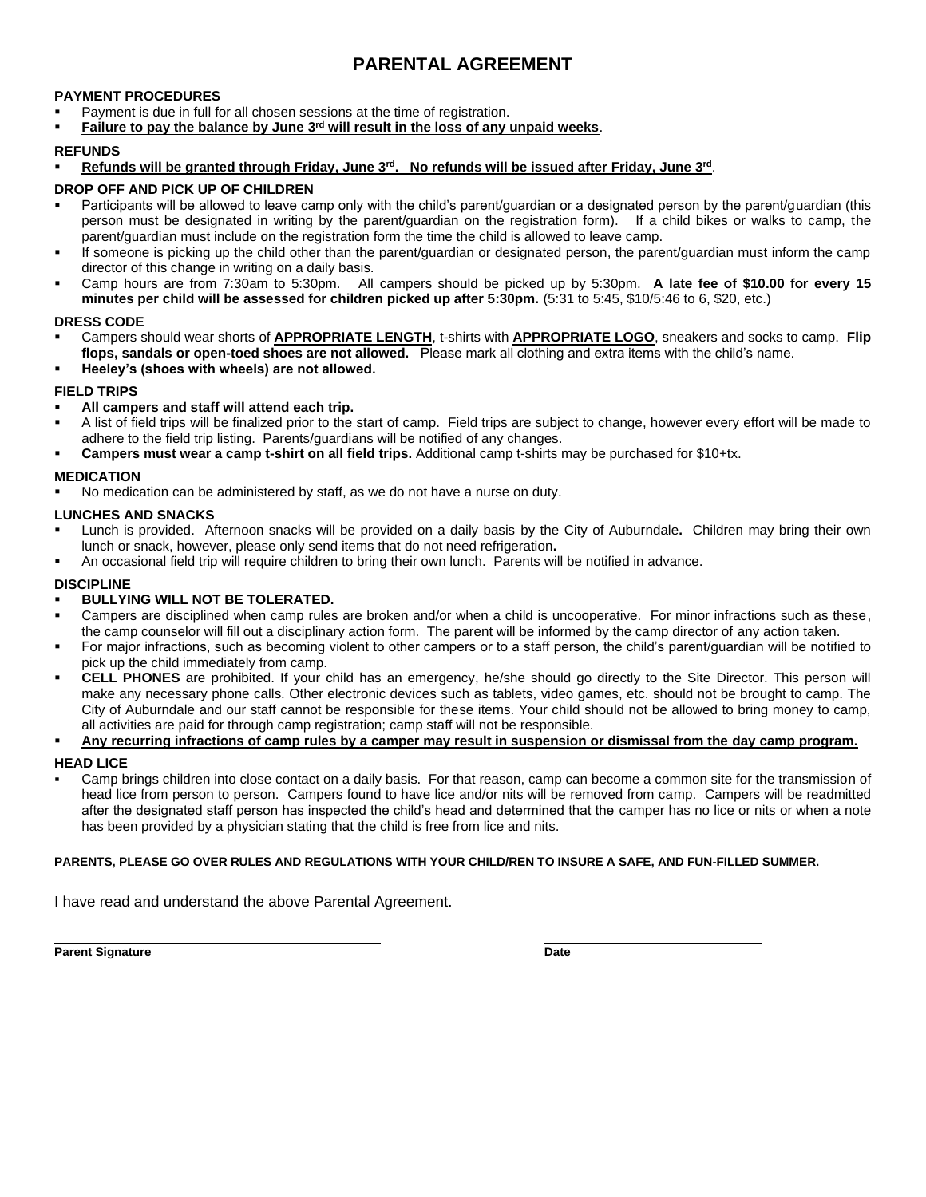# PARENTAL AGREEMENT

**PAYMENT PROCEDURES**

- Payment is due in full for all chosen sessions at the time of registration.
- **Failure to pay the balance by June 3rd will result in the loss of any unpaid weeks**.

**REFUNDS**

- **Refunds will be granted through Friday, June 3rd. No refunds will be issued after Friday, June 3rd**.

**DROP OFF AND PICK UP OF CHILDREN**

- Participants will be allowed to leave camp only with the child's parent/guardian or a designated person by the parent/guardian (this person must be designated in writing by the parent/guardian on the registration form). If a child bikes or walks to camp, the parent/guardian must include on the registration form the time the child is allowed to leave camp.
- If someone is picking up the child other than the parent/guardian or designated person, the parent/guardian must inform the camp director of this change in writing on a daily basis.
- Camp hours are from 7:30am to 5:30pm. All campers should be picked up by 5:30pm. **A late fee of $10.00 for every 15 minutes per child will be assessed for children picked up after 5:30pm.** (5:31 to 5:45, $10/5:46 to 6, $20, etc.)

**DRESS CODE**

- Campers should wear shorts of **APPROPRIATE LENGTH**, t-shirts with **APPROPRIATE LOGO**, sneakers and socks to camp. **Flip flops, sandals or open-toed shoes are not allowed.** Please mark all clothing and extra items with the child's name.
- **Heeley's (shoes with wheels) are not allowed.**

**FIELD TRIPS**

- **All campers and staff will attend each trip.**
- A list of field trips will be finalized prior to the start of camp. Field trips are subject to change, however every effort will be made to adhere to the field trip listing. Parents/guardians will be notified of any changes.
- **Campers must wear a camp t-shirt on all field trips.** Additional camp t-shirts may be purchased for $10+tx.

**MEDICATION**

- No medication can be administered by staff, as we do not have a nurse on duty.

**LUNCHES AND SNACKS**

- Lunch is provided. Afternoon snacks will be provided on a daily basis by the City of Auburndale**.** Children may bring their own lunch or snack, however, please only send items that do not need refrigeration**.**
- An occasional field trip will require children to bring their own lunch. Parents will be notified in advance.

**DISCIPLINE**

- **BULLYING WILL NOT BE TOLERATED.**
- Campers are disciplined when camp rules are broken and/or when a child is uncooperative. For minor infractions such as these, the camp counselor will fill out a disciplinary action form. The parent will be informed by the camp director of any action taken.
- For major infractions, such as becoming violent to other campers or to a staff person, the child's parent/guardian will be notified to pick up the child immediately from camp.
- **CELL PHONES** are prohibited. If your child has an emergency, he/she should go directly to the Site Director. This person will make any necessary phone calls. Other electronic devices such as tablets, video games, etc. should not be brought to camp. The City of Auburndale and our staff cannot be responsible for these items. Your child should not be allowed to bring money to camp, all activities are paid for through camp registration; camp staff will not be responsible.
- **Any recurring infractions of camp rules by a camper may result in suspension or dismissal from the day camp program.**

**HEAD LICE**

- Camp brings children into close contact on a daily basis. For that reason, camp can become a common site for the transmission of head lice from person to person. Campers found to have lice and/or nits will be removed from camp. Campers will be readmitted after the designated staff person has inspected the child's head and determined that the camper has no lice or nits or when a note has been provided by a physician stating that the child is free from lice and nits.

**PARENTS, PLEASE GO OVER RULES AND REGULATIONS WITH YOUR CHILD/REN TO INSURE A SAFE, AND FUN-FILLED SUMMER.**

I have read and understand the above Parental Agreement.

**Parent Signature** ______________________________ **Date** ____________________